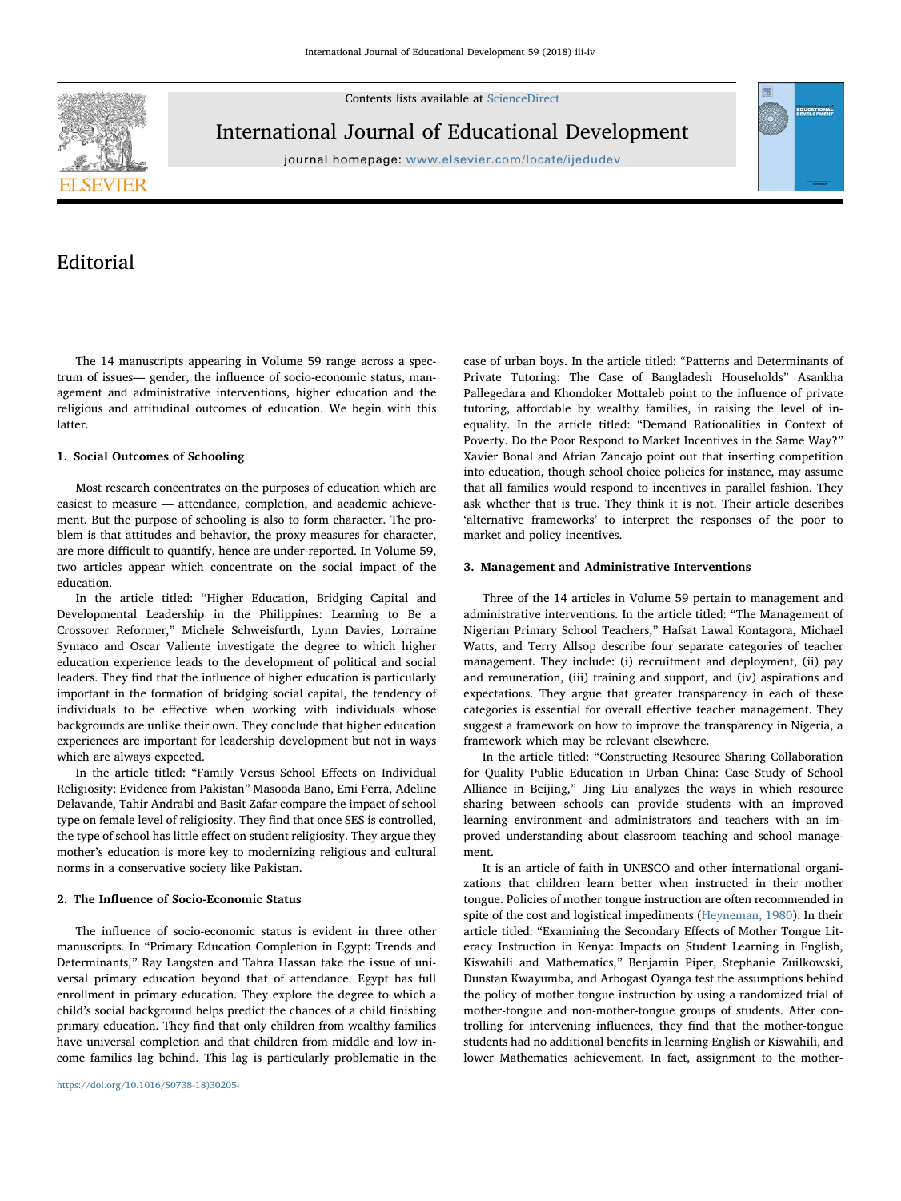# Editorial

The 14 manuscripts appearing in Volume 59 range across a spectrum of issues— gender, the influence of socio-economic status, management and administrative interventions, higher education and the religious and attitudinal outcomes of education. We begin with this latter.

## 1. Social Outcomes of Schooling

Most research concentrates on the purposes of education which are easiest to measure — attendance, completion, and academic achievement. But the purpose of schooling is also to form character. The problem is that attitudes and behavior, the proxy measures for character, are more difficult to quantify, hence are under-reported. In Volume 59, two articles appear which concentrate on the social impact of the education.

In the article titled: "Higher Education, Bridging Capital and Developmental Leadership in the Philippines: Learning to Be a Crossover Reformer," Michele Schweisfurth, Lynn Davies, Lorraine Symaco and Oscar Valiente investigate the degree to which higher education experience leads to the development of political and social leaders. They find that the influence of higher education is particularly important in the formation of bridging social capital, the tendency of individuals to be effective when working with individuals whose backgrounds are unlike their own. They conclude that higher education experiences are important for leadership development but not in ways which are always expected.

In the article titled: "Family Versus School Effects on Individual Religiosity: Evidence from Pakistan" Masooda Bano, Emi Ferra, Adeline Delavande, Tahir Andrabi and Basit Zafar compare the impact of school type on female level of religiosity. They find that once SES is controlled, the type of school has little effect on student religiosity. They argue they mother's education is more key to modernizing religious and cultural norms in a conservative society like Pakistan.

## 2. The Influence of Socio-Economic Status

The influence of socio-economic status is evident in three other manuscripts. In "Primary Education Completion in Egypt: Trends and Determinants," Ray Langsten and Tahra Hassan take the issue of universal primary education beyond that of attendance. Egypt has full enrollment in primary education. They explore the degree to which a child's social background helps predict the chances of a child finishing primary education. They find that only children from wealthy families have universal completion and that children from middle and low income families lag behind. This lag is particularly problematic in the case of urban boys. In the article titled: "Patterns and Determinants of Private Tutoring: The Case of Bangladesh Households" Asankha Pallegedara and Khondoker Mottaleb point to the influence of private tutoring, affordable by wealthy families, in raising the level of inequality. In the article titled: "Demand Rationalities in Context of Poverty. Do the Poor Respond to Market Incentives in the Same Way?" Xavier Bonal and Afrian Zancajo point out that inserting competition into education, though school choice policies for instance, may assume that all families would respond to incentives in parallel fashion. They ask whether that is true. They think it is not. Their article describes 'alternative frameworks' to interpret the responses of the poor to market and policy incentives.

## 3. Management and Administrative Interventions

Three of the 14 articles in Volume 59 pertain to management and administrative interventions. In the article titled: "The Management of Nigerian Primary School Teachers," Hafsat Lawal Kontagora, Michael Watts, and Terry Allsop describe four separate categories of teacher management. They include: (i) recruitment and deployment, (ii) pay and remuneration, (iii) training and support, and (iv) aspirations and expectations. They argue that greater transparency in each of these categories is essential for overall effective teacher management. They suggest a framework on how to improve the transparency in Nigeria, a framework which may be relevant elsewhere.

In the article titled: "Constructing Resource Sharing Collaboration for Quality Public Education in Urban China: Case Study of School Alliance in Beijing," Jing Liu analyzes the ways in which resource sharing between schools can provide students with an improved learning environment and administrators and teachers with an improved understanding about classroom teaching and school management.

It is an article of faith in UNESCO and other international organizations that children learn better when instructed in their mother tongue. Policies of mother tongue instruction are often recommended in spite of the cost and logistical impediments (Heyneman, 1980). In their article titled: "Examining the Secondary Effects of Mother Tongue Literacy Instruction in Kenya: Impacts on Student Learning in English, Kiswahili and Mathematics," Benjamin Piper, Stephanie Zuilkowski, Dunstan Kwayumba, and Arbogast Oyanga test the assumptions behind the policy of mother tongue instruction by using a randomized trial of mother-tongue and non-mother-tongue groups of students. After controlling for intervening influences, they find that the mother-tongue students had no additional benefits in learning English or Kiswahili, and lower Mathematics achievement. In fact, assignment to the mother-

https://doi.org/10.1016/S0738-18)30205-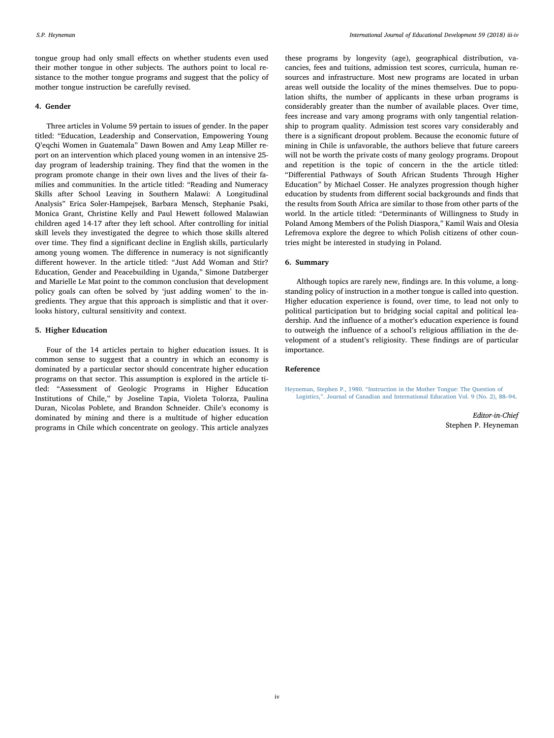tongue group had only small effects on whether students even used their mother tongue in other subjects. The authors point to local resistance to the mother tongue programs and suggest that the policy of mother tongue instruction be carefully revised.

## 4. Gender

Three articles in Volume 59 pertain to issues of gender. In the paper titled: "Education, Leadership and Conservation, Empowering Young Q'eqchi Women in Guatemala" Dawn Bowen and Amy Leap Miller report on an intervention which placed young women in an intensive 25-day program of leadership training. They find that the women in the program promote change in their own lives and the lives of their families and communities. In the article titled: "Reading and Numeracy Skills after School Leaving in Southern Malawi: A Longitudinal Analysis" Erica Soler-Hampejsek, Barbara Mensch, Stephanie Psaki, Monica Grant, Christine Kelly and Paul Hewett followed Malawian children aged 14-17 after they left school. After controlling for initial skill levels they investigated the degree to which those skills altered over time. They find a significant decline in English skills, particularly among young women. The difference in numeracy is not significantly different however. In the article titled: "Just Add Woman and Stir? Education, Gender and Peacebuilding in Uganda," Simone Datzberger and Marielle Le Mat point to the common conclusion that development policy goals can often be solved by 'just adding women' to the ingredients. They argue that this approach is simplistic and that it overlooks history, cultural sensitivity and context.

## 5. Higher Education

Four of the 14 articles pertain to higher education issues. It is common sense to suggest that a country in which an economy is dominated by a particular sector should concentrate higher education programs on that sector. This assumption is explored in the article titled: "Assessment of Geologic Programs in Higher Education Institutions of Chile," by Joseline Tapia, Violeta Tolorza, Paulina Duran, Nicolas Poblete, and Brandon Schneider. Chile's economy is dominated by mining and there is a multitude of higher education programs in Chile which concentrate on geology. This article analyzes these programs by longevity (age), geographical distribution, vacancies, fees and tuitions, admission test scores, curricula, human resources and infrastructure. Most new programs are located in urban areas well outside the locality of the mines themselves. Due to population shifts, the number of applicants in these urban programs is considerably greater than the number of available places. Over time, fees increase and vary among programs with only tangential relationship to program quality. Admission test scores vary considerably and there is a significant dropout problem. Because the economic future of mining in Chile is unfavorable, the authors believe that future careers will not be worth the private costs of many geology programs. Dropout and repetition is the topic of concern in the the article titled: "Differential Pathways of South African Students Through Higher Education" by Michael Cosser. He analyzes progression though higher education by students from different social backgrounds and finds that the results from South Africa are similar to those from other parts of the world. In the article titled: "Determinants of Willingness to Study in Poland Among Members of the Polish Diaspora," Kamil Wais and Olesia Lefremova explore the degree to which Polish citizens of other countries might be interested in studying in Poland.

## 6. Summary

Although topics are rarely new, findings are. In this volume, a long-standing policy of instruction in a mother tongue is called into question. Higher education experience is found, over time, to lead not only to political participation but to bridging social capital and political leadership. And the influence of a mother's education experience is found to outweigh the influence of a school's religious affiliation in the development of a student's religiosity. These findings are of particular importance.

## Reference

Heyneman, Stephen P., 1980. "Instruction in the Mother Tongue: The Question of Logistics,". Journal of Canadian and International Education Vol. 9 (No. 2), 88–94.

*Editor-in-Chief*
Stephen P. Heyneman